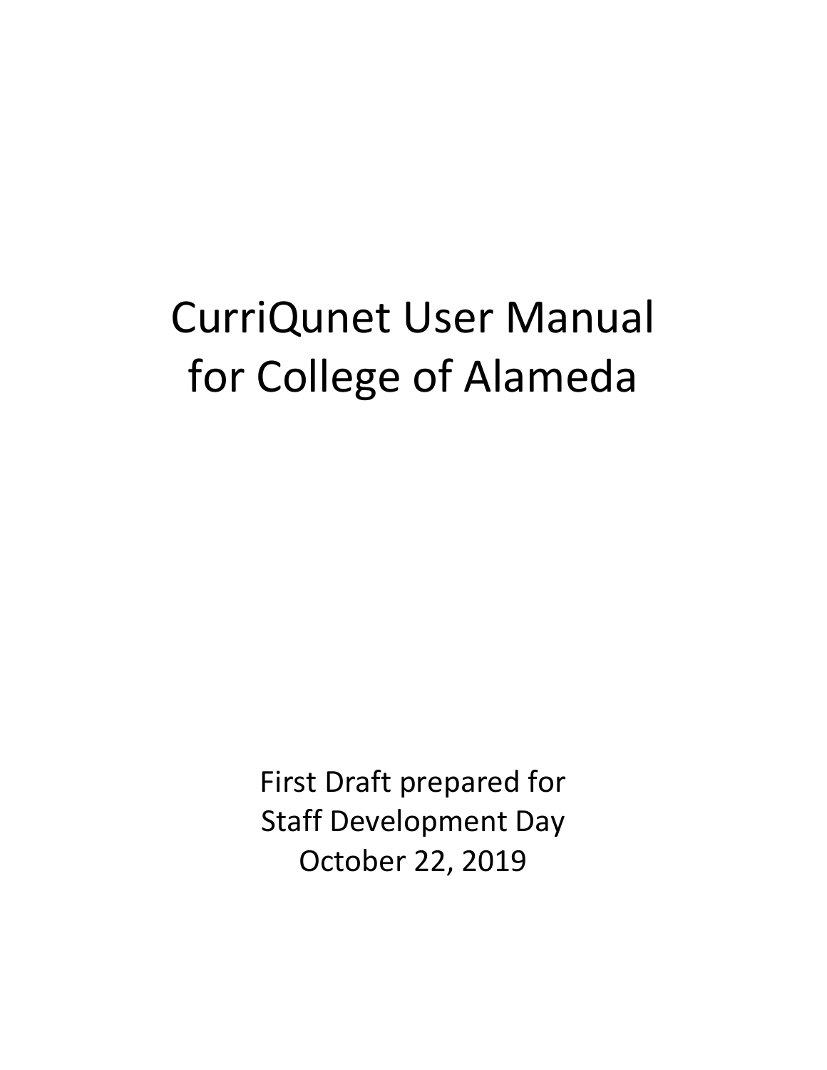# CurriQunet User Manual for College of Alameda

First Draft prepared for
Staff Development Day
October 22, 2019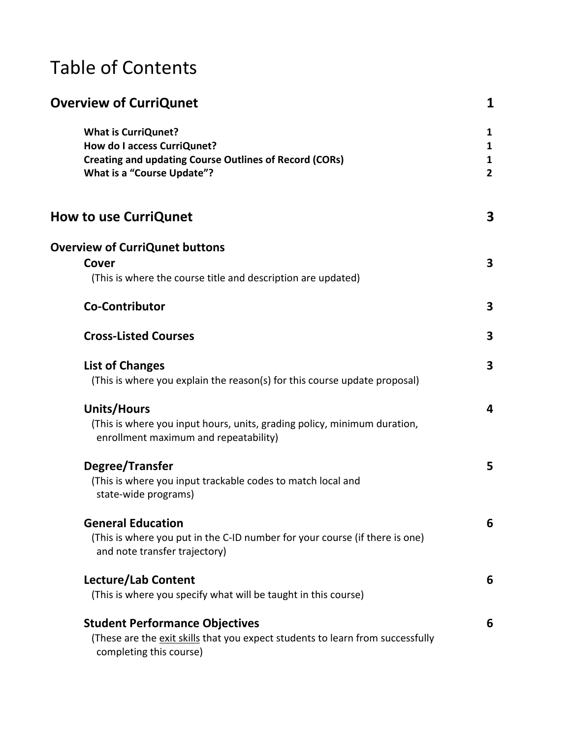# Table of Contents

| | |
|---|---|
| **Overview of CurriQunet** | **1** |
| **What is CurriQunet?** | **1** |
| **How do I access CurriQunet?** | **1** |
| **Creating and updating Course Outlines of Record (CORs)** | **1** |
| **What is a "Course Update"?** | **2** |
| **How to use CurriQunet** | **3** |
| **Overview of CurriQunet buttons** | |
| **Cover** (This is where the course title and description are updated) | **3** |
| **Co-Contributor** | **3** |
| **Cross-Listed Courses** | **3** |
| **List of Changes** (This is where you explain the reason(s) for this course update proposal) | **3** |
| **Units/Hours** (This is where you input hours, units, grading policy, minimum duration, enrollment maximum and repeatability) | **4** |
| **Degree/Transfer** (This is where you input trackable codes to match local and state-wide programs) | **5** |
| **General Education** (This is where you put in the C-ID number for your course (if there is one) and note transfer trajectory) | **6** |
| **Lecture/Lab Content** (This is where you specify what will be taught in this course) | **6** |
| **Student Performance Objectives** (These are the <u>exit skills</u> that you expect students to learn from successfully completing this course) | **6** |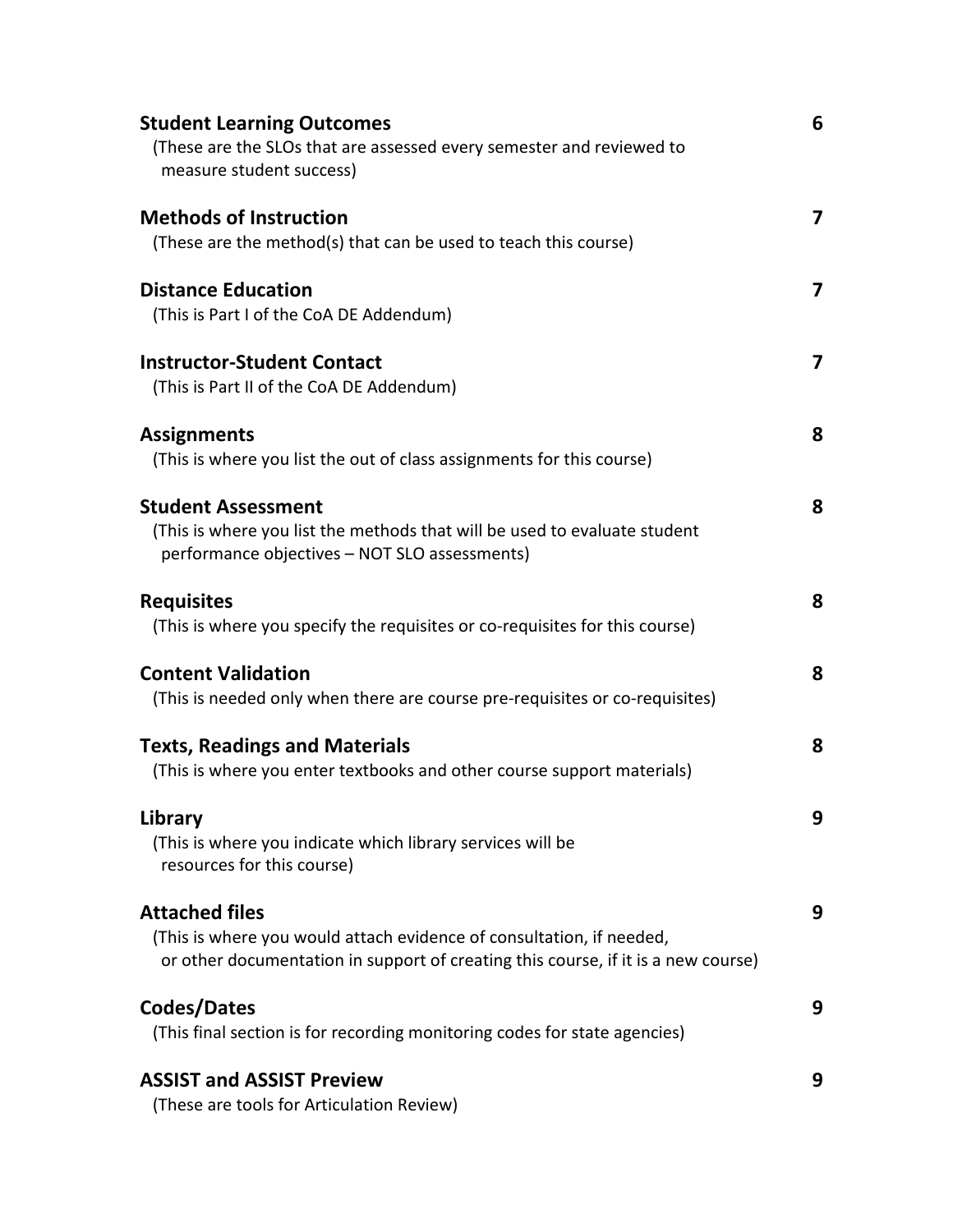**Student Learning Outcomes** 6
(These are the SLOs that are assessed every semester and reviewed to measure student success)

**Methods of Instruction** 7
(These are the method(s) that can be used to teach this course)

**Distance Education** 7
(This is Part I of the CoA DE Addendum)

**Instructor-Student Contact** 7
(This is Part II of the CoA DE Addendum)

**Assignments** 8
(This is where you list the out of class assignments for this course)

**Student Assessment** 8
(This is where you list the methods that will be used to evaluate student performance objectives – NOT SLO assessments)

**Requisites** 8
(This is where you specify the requisites or co-requisites for this course)

**Content Validation** 8
(This is needed only when there are course pre-requisites or co-requisites)

**Texts, Readings and Materials** 8
(This is where you enter textbooks and other course support materials)

**Library** 9
(This is where you indicate which library services will be resources for this course)

**Attached files** 9
(This is where you would attach evidence of consultation, if needed, or other documentation in support of creating this course, if it is a new course)

**Codes/Dates** 9
(This final section is for recording monitoring codes for state agencies)

**ASSIST and ASSIST Preview** 9
(These are tools for Articulation Review)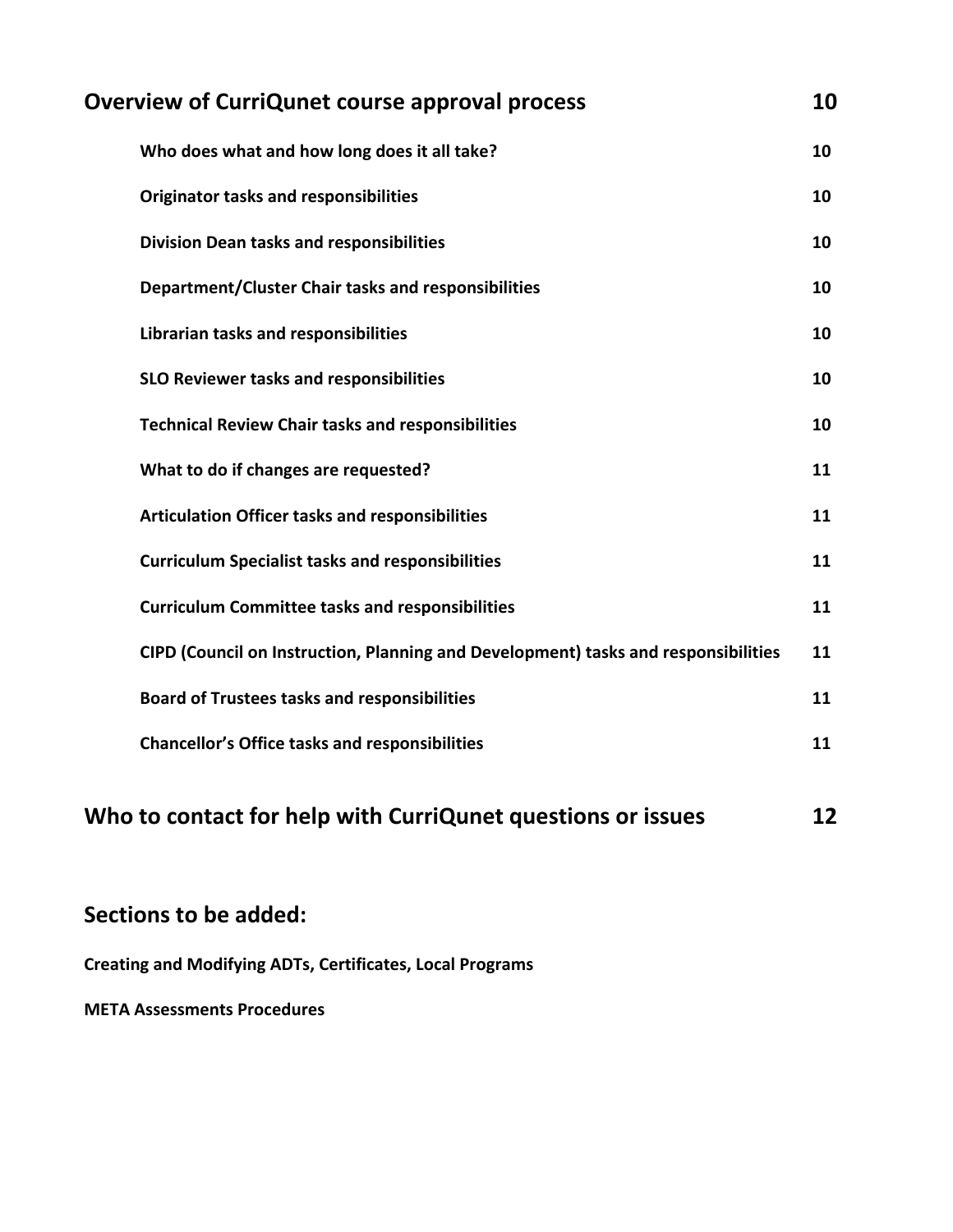| Section | Page |
|---|---|
| **Overview of CurriQunet course approval process** | **10** |
| Who does what and how long does it all take? | 10 |
| Originator tasks and responsibilities | 10 |
| Division Dean tasks and responsibilities | 10 |
| Department/Cluster Chair tasks and responsibilities | 10 |
| Librarian tasks and responsibilities | 10 |
| SLO Reviewer tasks and responsibilities | 10 |
| Technical Review Chair tasks and responsibilities | 10 |
| What to do if changes are requested? | 11 |
| Articulation Officer tasks and responsibilities | 11 |
| Curriculum Specialist tasks and responsibilities | 11 |
| Curriculum Committee tasks and responsibilities | 11 |
| CIPD (Council on Instruction, Planning and Development) tasks and responsibilities | 11 |
| Board of Trustees tasks and responsibilities | 11 |
| Chancellor's Office tasks and responsibilities | 11 |
| **Who to contact for help with CurriQunet questions or issues** | **12** |

## Sections to be added:

**Creating and Modifying ADTs, Certificates, Local Programs**

**META Assessments Procedures**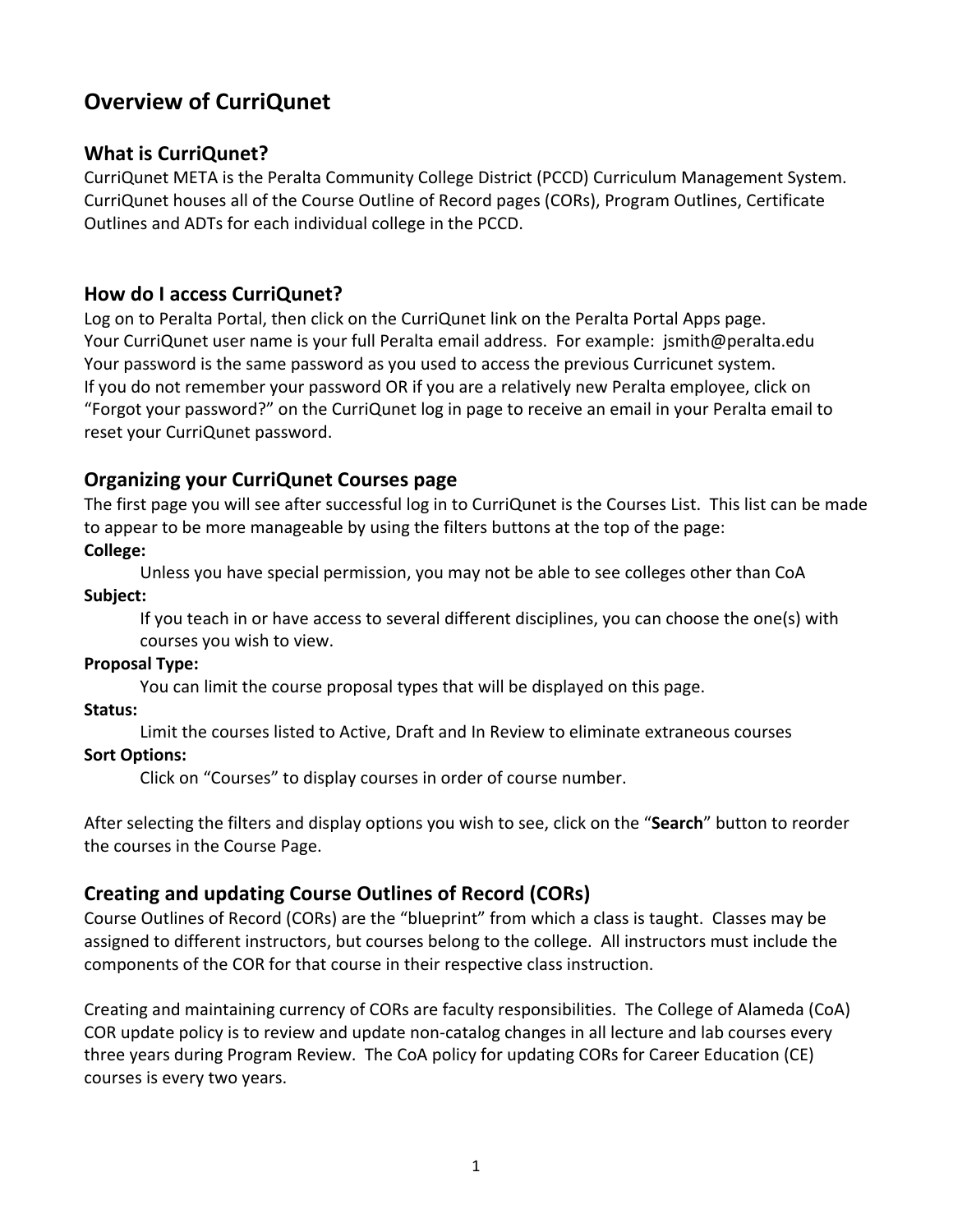# Overview of CurriQunet

## What is CurriQunet?

CurriQunet META is the Peralta Community College District (PCCD) Curriculum Management System. CurriQunet houses all of the Course Outline of Record pages (CORs), Program Outlines, Certificate Outlines and ADTs for each individual college in the PCCD.

## How do I access CurriQunet?

Log on to Peralta Portal, then click on the CurriQunet link on the Peralta Portal Apps page.
Your CurriQunet user name is your full Peralta email address. For example: jsmith@peralta.edu
Your password is the same password as you used to access the previous Curricunet system.
If you do not remember your password OR if you are a relatively new Peralta employee, click on "Forgot your password?" on the CurriQunet log in page to receive an email in your Peralta email to reset your CurriQunet password.

## Organizing your CurriQunet Courses page

The first page you will see after successful log in to CurriQunet is the Courses List. This list can be made to appear to be more manageable by using the filters buttons at the top of the page:

**College:**
Unless you have special permission, you may not be able to see colleges other than CoA

**Subject:**
If you teach in or have access to several different disciplines, you can choose the one(s) with courses you wish to view.

**Proposal Type:**
You can limit the course proposal types that will be displayed on this page.

**Status:**
Limit the courses listed to Active, Draft and In Review to eliminate extraneous courses

**Sort Options:**
Click on "Courses" to display courses in order of course number.

After selecting the filters and display options you wish to see, click on the "**Search**" button to reorder the courses in the Course Page.

## Creating and updating Course Outlines of Record (CORs)

Course Outlines of Record (CORs) are the "blueprint" from which a class is taught. Classes may be assigned to different instructors, but courses belong to the college. All instructors must include the components of the COR for that course in their respective class instruction.

Creating and maintaining currency of CORs are faculty responsibilities. The College of Alameda (CoA) COR update policy is to review and update non-catalog changes in all lecture and lab courses every three years during Program Review. The CoA policy for updating CORs for Career Education (CE) courses is every two years.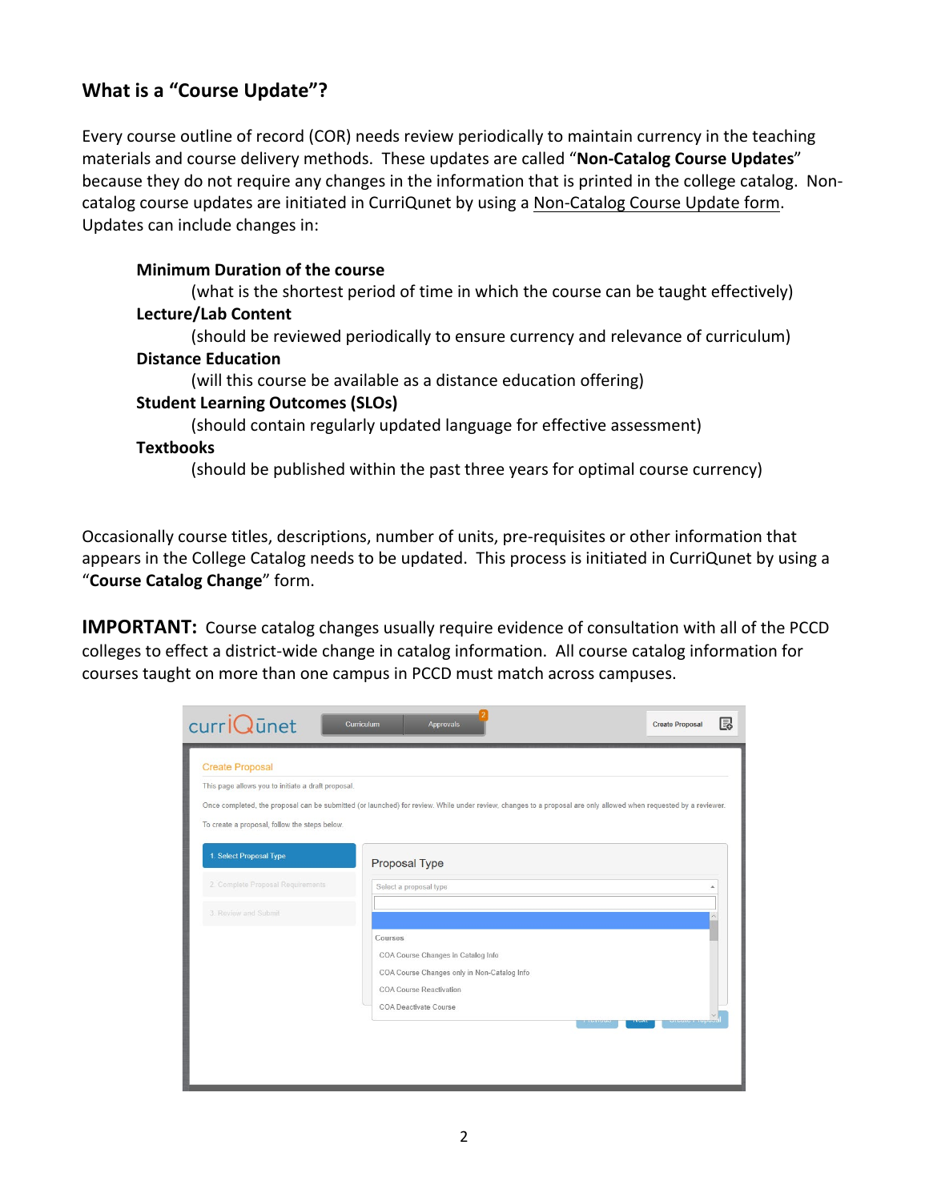## What is a "Course Update"?

Every course outline of record (COR) needs review periodically to maintain currency in the teaching materials and course delivery methods. These updates are called "**Non-Catalog Course Updates**" because they do not require any changes in the information that is printed in the college catalog. Non-catalog course updates are initiated in CurriQunet by using a Non-Catalog Course Update form. Updates can include changes in:

**Minimum Duration of the course**
(what is the shortest period of time in which the course can be taught effectively)

**Lecture/Lab Content**
(should be reviewed periodically to ensure currency and relevance of curriculum)

**Distance Education**
(will this course be available as a distance education offering)

**Student Learning Outcomes (SLOs)**
(should contain regularly updated language for effective assessment)

**Textbooks**
(should be published within the past three years for optimal course currency)

Occasionally course titles, descriptions, number of units, pre-requisites or other information that appears in the College Catalog needs to be updated. This process is initiated in CurriQunet by using a "**Course Catalog Change**" form.

**IMPORTANT:** Course catalog changes usually require evidence of consultation with all of the PCCD colleges to effect a district-wide change in catalog information. All course catalog information for courses taught on more than one campus in PCCD must match across campuses.

curriQunet | Curriculum | Approvals | Create Proposal

Create Proposal

This page allows you to initiate a draft proposal.

Once completed, the proposal can be submitted (or launched) for review. While under review, changes to a proposal are only allowed when requested by a reviewer.

To create a proposal, follow the steps below.

1. Select Proposal Type
2. Complete Proposal Requirements
3. Review and Submit

Proposal Type

Select a proposal type

Courses
- COA Course Changes in Catalog Info
- COA Course Changes only in Non-Catalog Info
- COA Course Reactivation
- COA Deactivate Course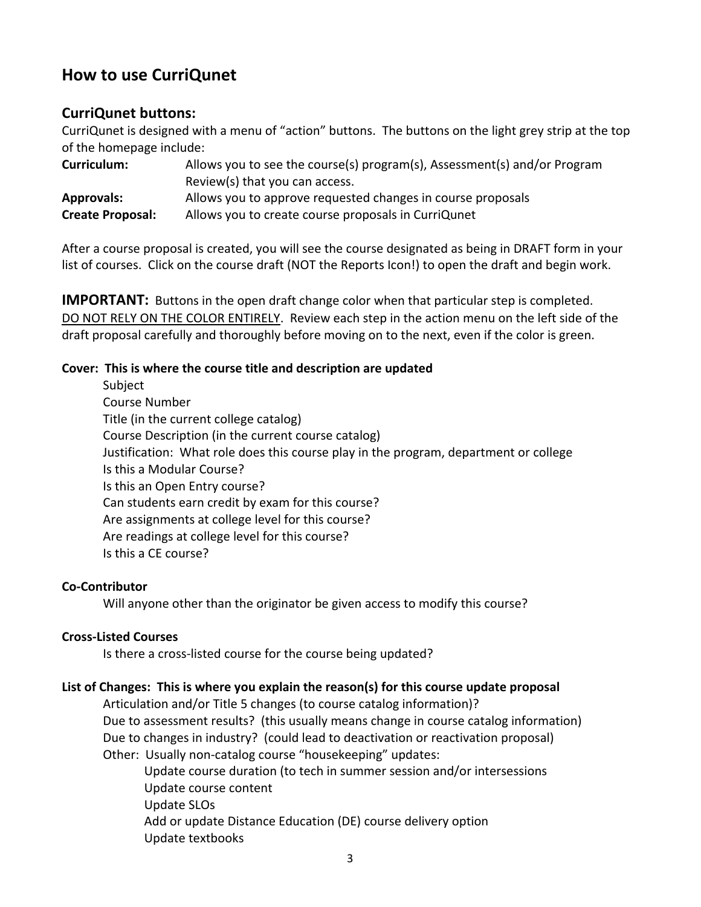# How to use CurriQunet

## CurriQunet buttons:

CurriQunet is designed with a menu of "action" buttons. The buttons on the light grey strip at the top of the homepage include:

| | |
|---|---|
| **Curriculum:** | Allows you to see the course(s) program(s), Assessment(s) and/or Program Review(s) that you can access. |
| **Approvals:** | Allows you to approve requested changes in course proposals |
| **Create Proposal:** | Allows you to create course proposals in CurriQunet |

After a course proposal is created, you will see the course designated as being in DRAFT form in your list of courses. Click on the course draft (NOT the Reports Icon!) to open the draft and begin work.

**IMPORTANT:** Buttons in the open draft change color when that particular step is completed. DO NOT RELY ON THE COLOR ENTIRELY. Review each step in the action menu on the left side of the draft proposal carefully and thoroughly before moving on to the next, even if the color is green.

**Cover: This is where the course title and description are updated**

- Subject
- Course Number
- Title (in the current college catalog)
- Course Description (in the current course catalog)
- Justification: What role does this course play in the program, department or college
- Is this a Modular Course?
- Is this an Open Entry course?
- Can students earn credit by exam for this course?
- Are assignments at college level for this course?
- Are readings at college level for this course?
- Is this a CE course?

**Co-Contributor**

Will anyone other than the originator be given access to modify this course?

**Cross-Listed Courses**

Is there a cross-listed course for the course being updated?

**List of Changes: This is where you explain the reason(s) for this course update proposal**

- Articulation and/or Title 5 changes (to course catalog information)?
- Due to assessment results? (this usually means change in course catalog information)
- Due to changes in industry? (could lead to deactivation or reactivation proposal)
- Other: Usually non-catalog course "housekeeping" updates:
  - Update course duration (to tech in summer session and/or intersessions
  - Update course content
  - Update SLOs
  - Add or update Distance Education (DE) course delivery option
  - Update textbooks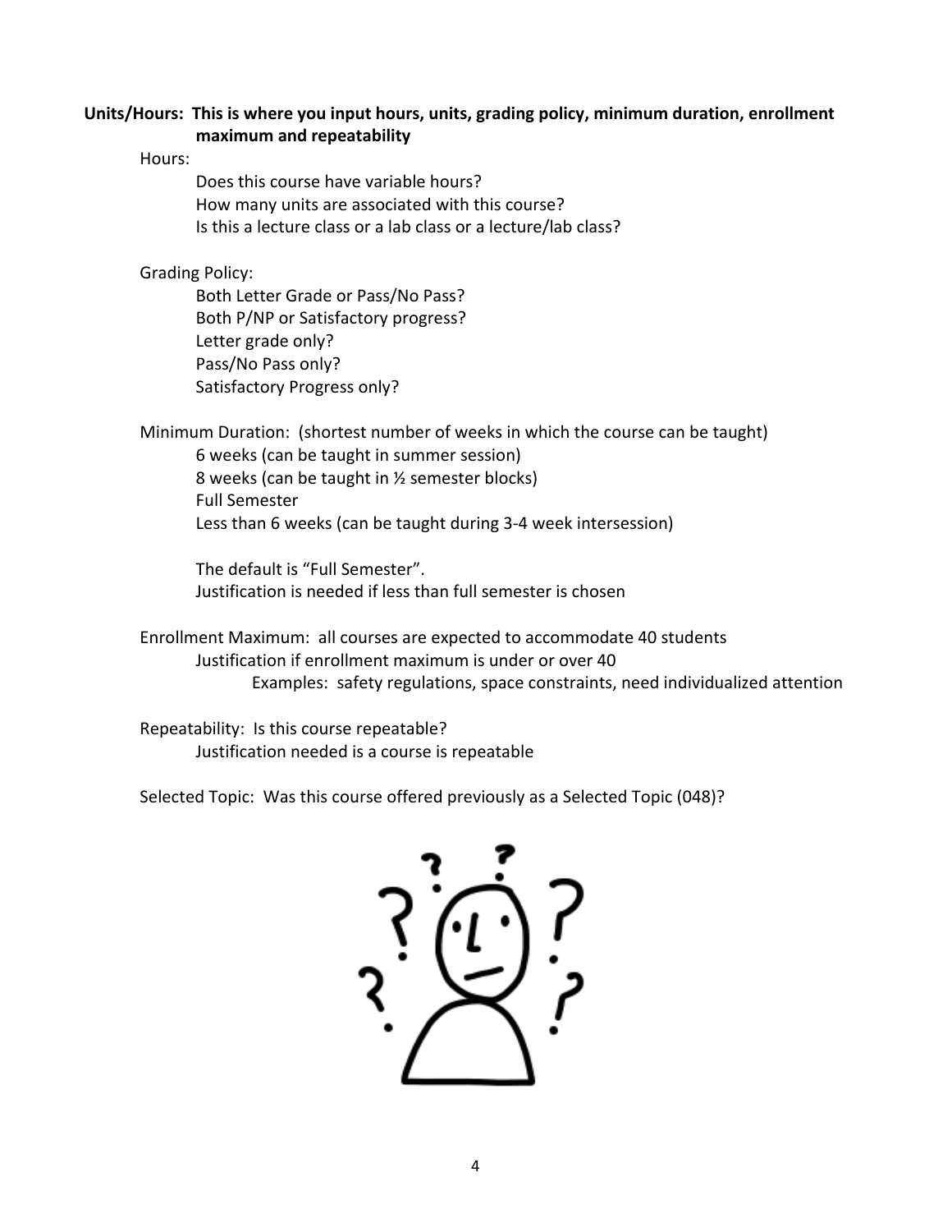**Units/Hours: This is where you input hours, units, grading policy, minimum duration, enrollment maximum and repeatability**

Hours:

- Does this course have variable hours?
- How many units are associated with this course?
- Is this a lecture class or a lab class or a lecture/lab class?

Grading Policy:

- Both Letter Grade or Pass/No Pass?
- Both P/NP or Satisfactory progress?
- Letter grade only?
- Pass/No Pass only?
- Satisfactory Progress only?

Minimum Duration: (shortest number of weeks in which the course can be taught)

- 6 weeks (can be taught in summer session)
- 8 weeks (can be taught in ½ semester blocks)
- Full Semester
- Less than 6 weeks (can be taught during 3-4 week intersession)

The default is “Full Semester”.
Justification is needed if less than full semester is chosen

Enrollment Maximum: all courses are expected to accommodate 40 students

- Justification if enrollment maximum is under or over 40
  - Examples: safety regulations, space constraints, need individualized attention

Repeatability: Is this course repeatable?

- Justification needed is a course is repeatable

Selected Topic: Was this course offered previously as a Selected Topic (048)?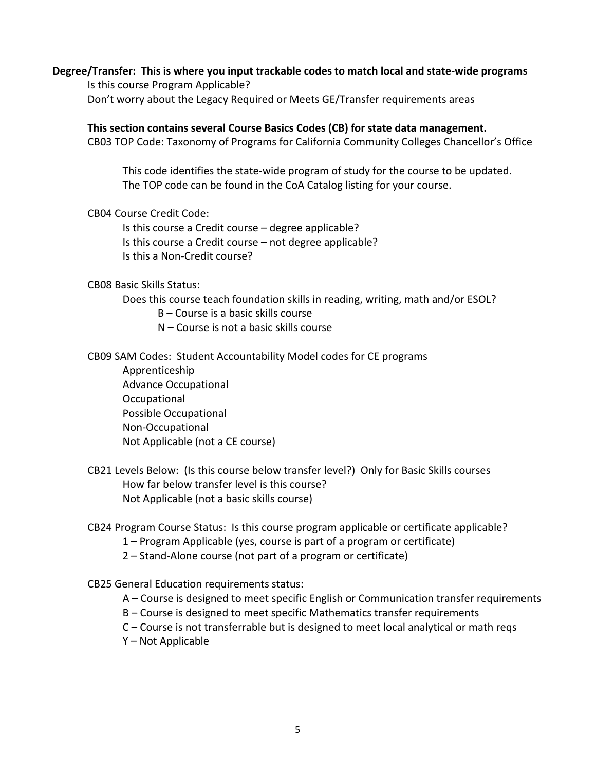**Degree/Transfer: This is where you input trackable codes to match local and state-wide programs**

Is this course Program Applicable?

Don't worry about the Legacy Required or Meets GE/Transfer requirements areas

**This section contains several Course Basics Codes (CB) for state data management.**

CB03 TOP Code: Taxonomy of Programs for California Community Colleges Chancellor's Office

> This code identifies the state-wide program of study for the course to be updated. The TOP code can be found in the CoA Catalog listing for your course.

CB04 Course Credit Code:

- Is this course a Credit course – degree applicable?
- Is this course a Credit course – not degree applicable?
- Is this a Non-Credit course?

CB08 Basic Skills Status:

- Does this course teach foundation skills in reading, writing, math and/or ESOL?
  - B – Course is a basic skills course
  - N – Course is not a basic skills course

CB09 SAM Codes: Student Accountability Model codes for CE programs

- Apprenticeship
- Advance Occupational
- Occupational
- Possible Occupational
- Non-Occupational
- Not Applicable (not a CE course)

CB21 Levels Below: (Is this course below transfer level?) Only for Basic Skills courses

- How far below transfer level is this course?
- Not Applicable (not a basic skills course)

CB24 Program Course Status: Is this course program applicable or certificate applicable?

- 1 – Program Applicable (yes, course is part of a program or certificate)
- 2 – Stand-Alone course (not part of a program or certificate)

CB25 General Education requirements status:

- A – Course is designed to meet specific English or Communication transfer requirements
- B – Course is designed to meet specific Mathematics transfer requirements
- C – Course is not transferrable but is designed to meet local analytical or math reqs
- Y – Not Applicable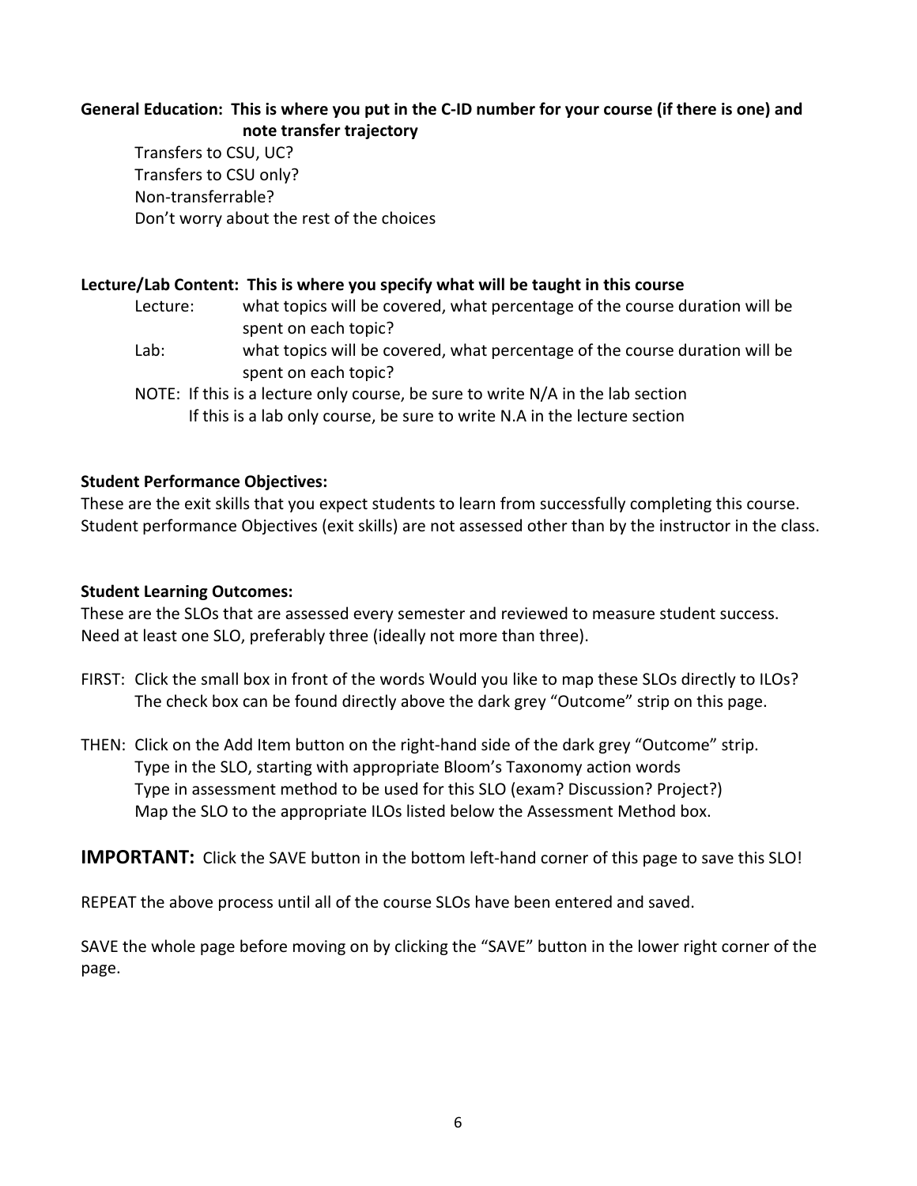**General Education: This is where you put in the C-ID number for your course (if there is one) and note transfer trajectory**

Transfers to CSU, UC?
Transfers to CSU only?
Non-transferrable?
Don't worry about the rest of the choices

**Lecture/Lab Content: This is where you specify what will be taught in this course**

Lecture: what topics will be covered, what percentage of the course duration will be spent on each topic?

Lab: what topics will be covered, what percentage of the course duration will be spent on each topic?

NOTE: If this is a lecture only course, be sure to write N/A in the lab section
If this is a lab only course, be sure to write N.A in the lecture section

**Student Performance Objectives:**

These are the exit skills that you expect students to learn from successfully completing this course. Student performance Objectives (exit skills) are not assessed other than by the instructor in the class.

**Student Learning Outcomes:**

These are the SLOs that are assessed every semester and reviewed to measure student success. Need at least one SLO, preferably three (ideally not more than three).

FIRST: Click the small box in front of the words Would you like to map these SLOs directly to ILOs? The check box can be found directly above the dark grey "Outcome" strip on this page.

THEN: Click on the Add Item button on the right-hand side of the dark grey "Outcome" strip.
Type in the SLO, starting with appropriate Bloom's Taxonomy action words
Type in assessment method to be used for this SLO (exam? Discussion? Project?)
Map the SLO to the appropriate ILOs listed below the Assessment Method box.

**IMPORTANT:** Click the SAVE button in the bottom left-hand corner of this page to save this SLO!

REPEAT the above process until all of the course SLOs have been entered and saved.

SAVE the whole page before moving on by clicking the "SAVE" button in the lower right corner of the page.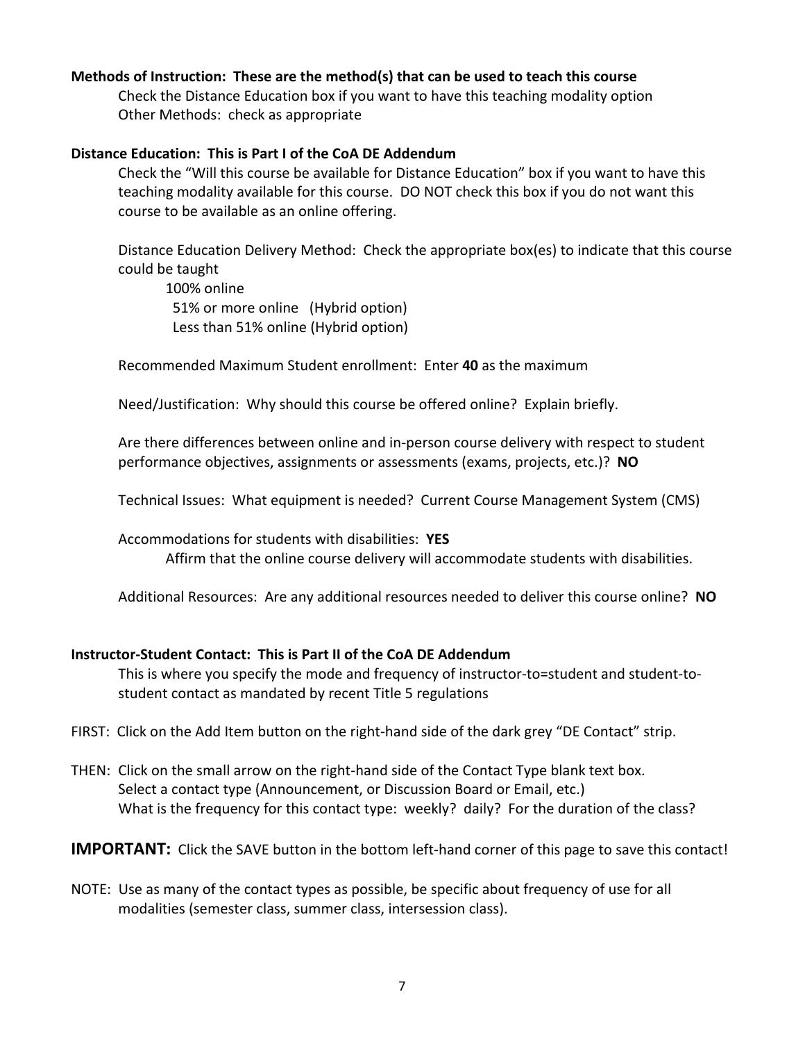**Methods of Instruction: These are the method(s) that can be used to teach this course**

Check the Distance Education box if you want to have this teaching modality option
Other Methods: check as appropriate

**Distance Education: This is Part I of the CoA DE Addendum**

Check the "Will this course be available for Distance Education" box if you want to have this teaching modality available for this course. DO NOT check this box if you do not want this course to be available as an online offering.

Distance Education Delivery Method: Check the appropriate box(es) to indicate that this course could be taught

100% online
51% or more online (Hybrid option)
Less than 51% online (Hybrid option)

Recommended Maximum Student enrollment: Enter **40** as the maximum

Need/Justification: Why should this course be offered online? Explain briefly.

Are there differences between online and in-person course delivery with respect to student performance objectives, assignments or assessments (exams, projects, etc.)? **NO**

Technical Issues: What equipment is needed? Current Course Management System (CMS)

Accommodations for students with disabilities: **YES**

Affirm that the online course delivery will accommodate students with disabilities.

Additional Resources: Are any additional resources needed to deliver this course online? **NO**

**Instructor-Student Contact: This is Part II of the CoA DE Addendum**

This is where you specify the mode and frequency of instructor-to=student and student-to-student contact as mandated by recent Title 5 regulations

FIRST: Click on the Add Item button on the right-hand side of the dark grey "DE Contact" strip.

THEN: Click on the small arrow on the right-hand side of the Contact Type blank text box.
Select a contact type (Announcement, or Discussion Board or Email, etc.)
What is the frequency for this contact type: weekly? daily? For the duration of the class?

**IMPORTANT:** Click the SAVE button in the bottom left-hand corner of this page to save this contact!

NOTE: Use as many of the contact types as possible, be specific about frequency of use for all modalities (semester class, summer class, intersession class).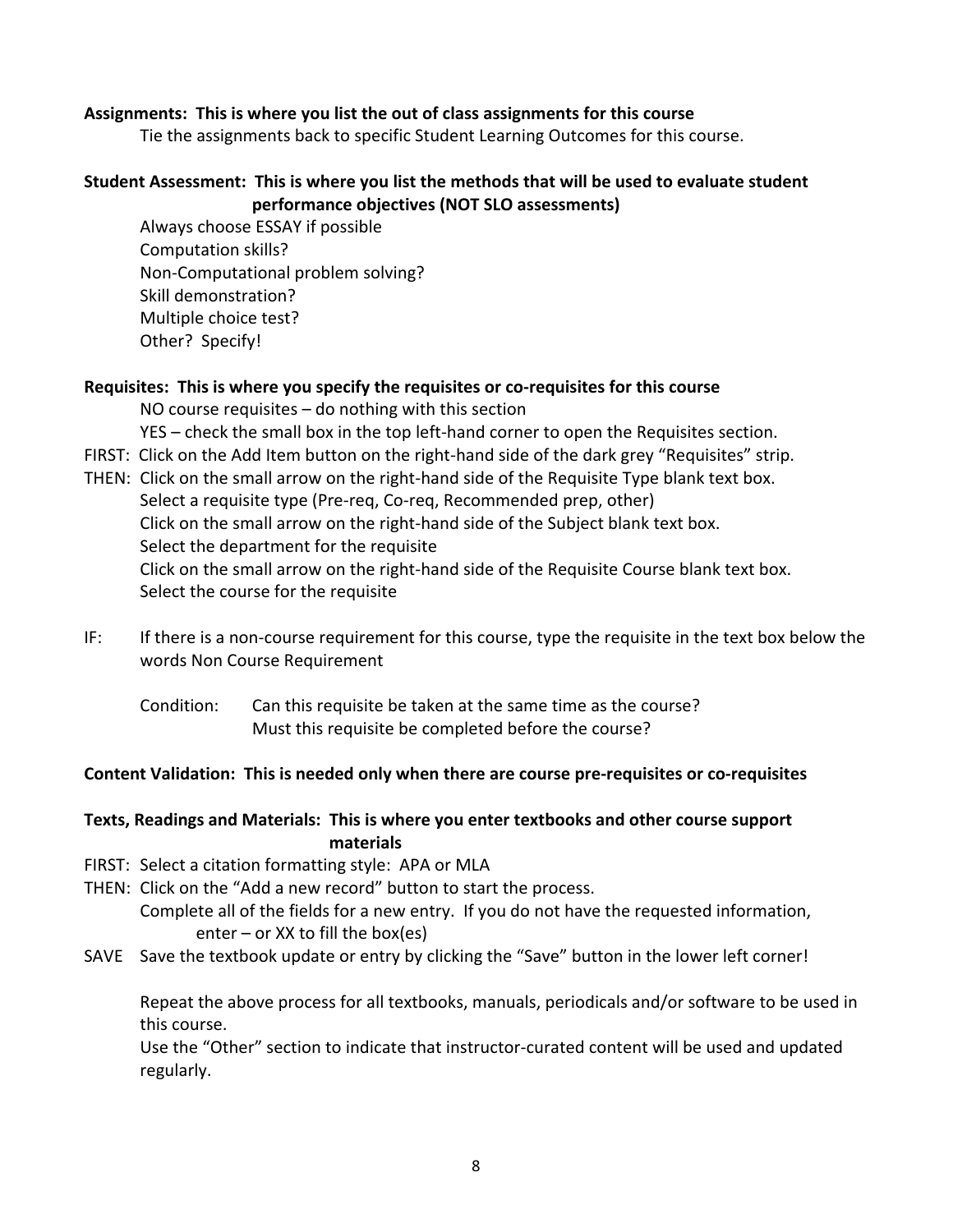**Assignments: This is where you list the out of class assignments for this course**

Tie the assignments back to specific Student Learning Outcomes for this course.

**Student Assessment: This is where you list the methods that will be used to evaluate student performance objectives (NOT SLO assessments)**

Always choose ESSAY if possible
Computation skills?
Non-Computational problem solving?
Skill demonstration?
Multiple choice test?
Other? Specify!

**Requisites: This is where you specify the requisites or co-requisites for this course**

NO course requisites – do nothing with this section
YES – check the small box in the top left-hand corner to open the Requisites section.

FIRST: Click on the Add Item button on the right-hand side of the dark grey "Requisites" strip.

THEN: Click on the small arrow on the right-hand side of the Requisite Type blank text box.
Select a requisite type (Pre-req, Co-req, Recommended prep, other)
Click on the small arrow on the right-hand side of the Subject blank text box.
Select the department for the requisite
Click on the small arrow on the right-hand side of the Requisite Course blank text box.
Select the course for the requisite

IF: If there is a non-course requirement for this course, type the requisite in the text box below the words Non Course Requirement

Condition: Can this requisite be taken at the same time as the course?
Must this requisite be completed before the course?

**Content Validation: This is needed only when there are course pre-requisites or co-requisites**

**Texts, Readings and Materials: This is where you enter textbooks and other course support materials**

FIRST: Select a citation formatting style: APA or MLA

THEN: Click on the "Add a new record" button to start the process.
Complete all of the fields for a new entry. If you do not have the requested information, enter – or XX to fill the box(es)

SAVE Save the textbook update or entry by clicking the "Save" button in the lower left corner!

Repeat the above process for all textbooks, manuals, periodicals and/or software to be used in this course.
Use the "Other" section to indicate that instructor-curated content will be used and updated regularly.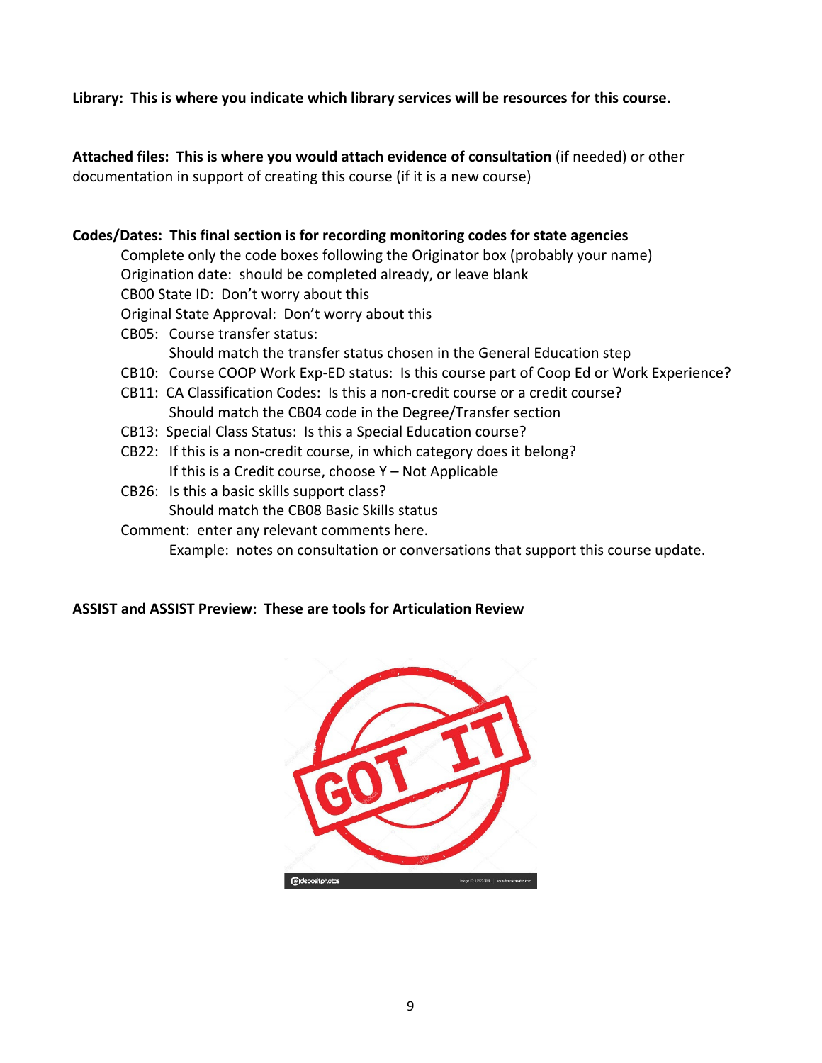**Library: This is where you indicate which library services will be resources for this course.**

**Attached files: This is where you would attach evidence of consultation** (if needed) or other documentation in support of creating this course (if it is a new course)

**Codes/Dates: This final section is for recording monitoring codes for state agencies**

- Complete only the code boxes following the Originator box (probably your name)
- Origination date: should be completed already, or leave blank
- CB00 State ID: Don't worry about this
- Original State Approval: Don't worry about this
- CB05: Course transfer status:
  - Should match the transfer status chosen in the General Education step
- CB10: Course COOP Work Exp-ED status: Is this course part of Coop Ed or Work Experience?
- CB11: CA Classification Codes: Is this a non-credit course or a credit course?
  - Should match the CB04 code in the Degree/Transfer section
- CB13: Special Class Status: Is this a Special Education course?
- CB22: If this is a non-credit course, in which category does it belong?
  - If this is a Credit course, choose Y – Not Applicable
- CB26: Is this a basic skills support class?
  - Should match the CB08 Basic Skills status
- Comment: enter any relevant comments here.
  - Example: notes on consultation or conversations that support this course update.

**ASSIST and ASSIST Preview: These are tools for Articulation Review**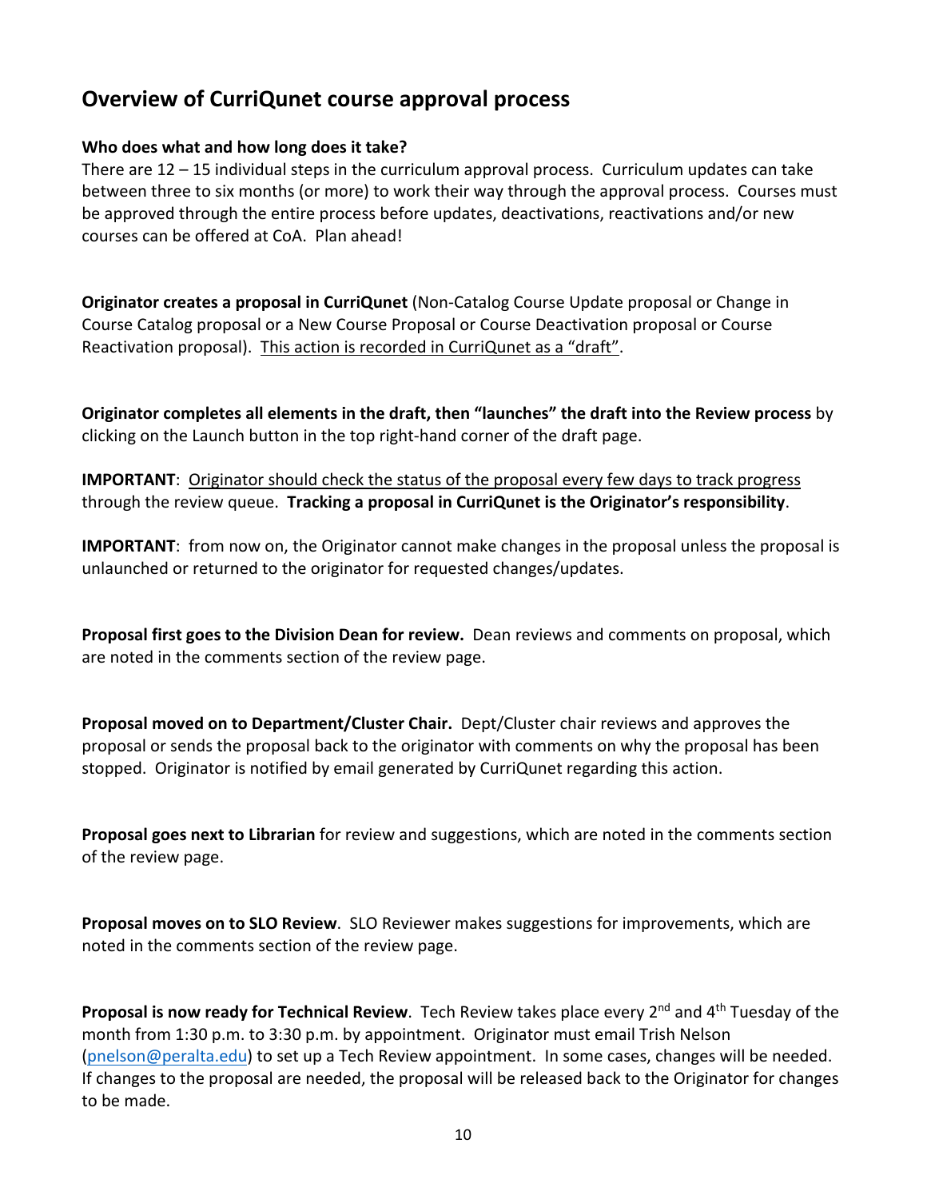## Overview of CurriQunet course approval process

**Who does what and how long does it take?**

There are 12 – 15 individual steps in the curriculum approval process. Curriculum updates can take between three to six months (or more) to work their way through the approval process. Courses must be approved through the entire process before updates, deactivations, reactivations and/or new courses can be offered at CoA. Plan ahead!

**Originator creates a proposal in CurriQunet** (Non-Catalog Course Update proposal or Change in Course Catalog proposal or a New Course Proposal or Course Deactivation proposal or Course Reactivation proposal). <u>This action is recorded in CurriQunet as a "draft"</u>.

**Originator completes all elements in the draft, then "launches" the draft into the Review process** by clicking on the Launch button in the top right-hand corner of the draft page.

**IMPORTANT**: <u>Originator should check the status of the proposal every few days to track progress</u> through the review queue. **Tracking a proposal in CurriQunet is the Originator's responsibility**.

**IMPORTANT**: from now on, the Originator cannot make changes in the proposal unless the proposal is unlaunched or returned to the originator for requested changes/updates.

**Proposal first goes to the Division Dean for review.** Dean reviews and comments on proposal, which are noted in the comments section of the review page.

**Proposal moved on to Department/Cluster Chair.** Dept/Cluster chair reviews and approves the proposal or sends the proposal back to the originator with comments on why the proposal has been stopped. Originator is notified by email generated by CurriQunet regarding this action.

**Proposal goes next to Librarian** for review and suggestions, which are noted in the comments section of the review page.

**Proposal moves on to SLO Review**. SLO Reviewer makes suggestions for improvements, which are noted in the comments section of the review page.

**Proposal is now ready for Technical Review**. Tech Review takes place every 2nd and 4th Tuesday of the month from 1:30 p.m. to 3:30 p.m. by appointment. Originator must email Trish Nelson (pnelson@peralta.edu) to set up a Tech Review appointment. In some cases, changes will be needed. If changes to the proposal are needed, the proposal will be released back to the Originator for changes to be made.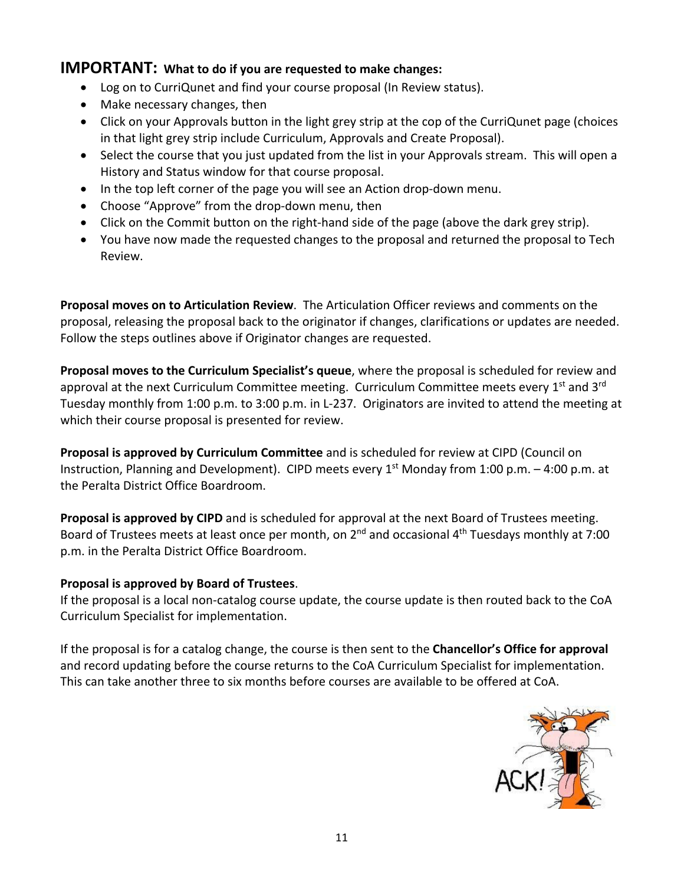## **IMPORTANT:** What to do if you are requested to make changes:

- Log on to CurriQunet and find your course proposal (In Review status).
- Make necessary changes, then
- Click on your Approvals button in the light grey strip at the cop of the CurriQunet page (choices in that light grey strip include Curriculum, Approvals and Create Proposal).
- Select the course that you just updated from the list in your Approvals stream. This will open a History and Status window for that course proposal.
- In the top left corner of the page you will see an Action drop-down menu.
- Choose "Approve" from the drop-down menu, then
- Click on the Commit button on the right-hand side of the page (above the dark grey strip).
- You have now made the requested changes to the proposal and returned the proposal to Tech Review.

**Proposal moves on to Articulation Review**. The Articulation Officer reviews and comments on the proposal, releasing the proposal back to the originator if changes, clarifications or updates are needed. Follow the steps outlines above if Originator changes are requested.

**Proposal moves to the Curriculum Specialist's queue**, where the proposal is scheduled for review and approval at the next Curriculum Committee meeting. Curriculum Committee meets every 1st and 3rd Tuesday monthly from 1:00 p.m. to 3:00 p.m. in L-237. Originators are invited to attend the meeting at which their course proposal is presented for review.

**Proposal is approved by Curriculum Committee** and is scheduled for review at CIPD (Council on Instruction, Planning and Development). CIPD meets every 1st Monday from 1:00 p.m. – 4:00 p.m. at the Peralta District Office Boardroom.

**Proposal is approved by CIPD** and is scheduled for approval at the next Board of Trustees meeting. Board of Trustees meets at least once per month, on 2nd and occasional 4th Tuesdays monthly at 7:00 p.m. in the Peralta District Office Boardroom.

**Proposal is approved by Board of Trustees**.
If the proposal is a local non-catalog course update, the course update is then routed back to the CoA Curriculum Specialist for implementation.

If the proposal is for a catalog change, the course is then sent to the **Chancellor's Office for approval** and record updating before the course returns to the CoA Curriculum Specialist for implementation. This can take another three to six months before courses are available to be offered at CoA.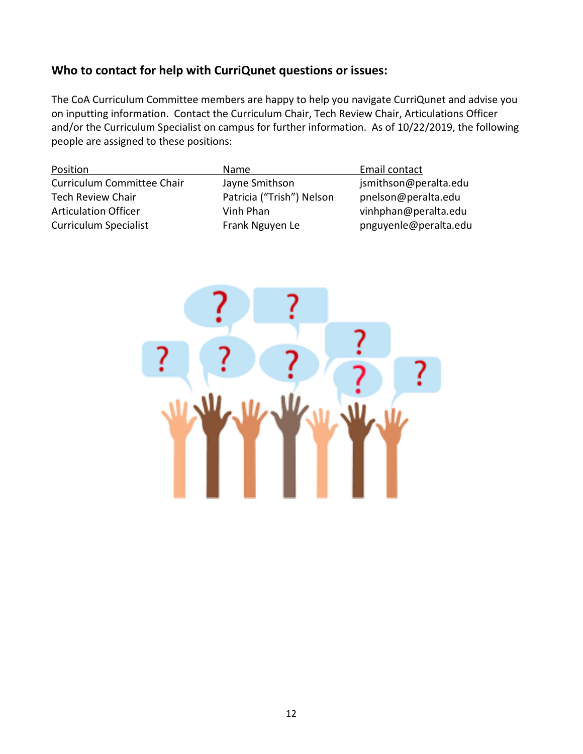### Who to contact for help with CurriQunet questions or issues:

The CoA Curriculum Committee members are happy to help you navigate CurriQunet and advise you on inputting information. Contact the Curriculum Chair, Tech Review Chair, Articulations Officer and/or the Curriculum Specialist on campus for further information. As of 10/22/2019, the following people are assigned to these positions:

| Position | Name | Email contact |
| --- | --- | --- |
| Curriculum Committee Chair | Jayne Smithson | jsmithson@peralta.edu |
| Tech Review Chair | Patricia ("Trish") Nelson | pnelson@peralta.edu |
| Articulation Officer | Vinh Phan | vinhphan@peralta.edu |
| Curriculum Specialist | Frank Nguyen Le | pnguyenle@peralta.edu |